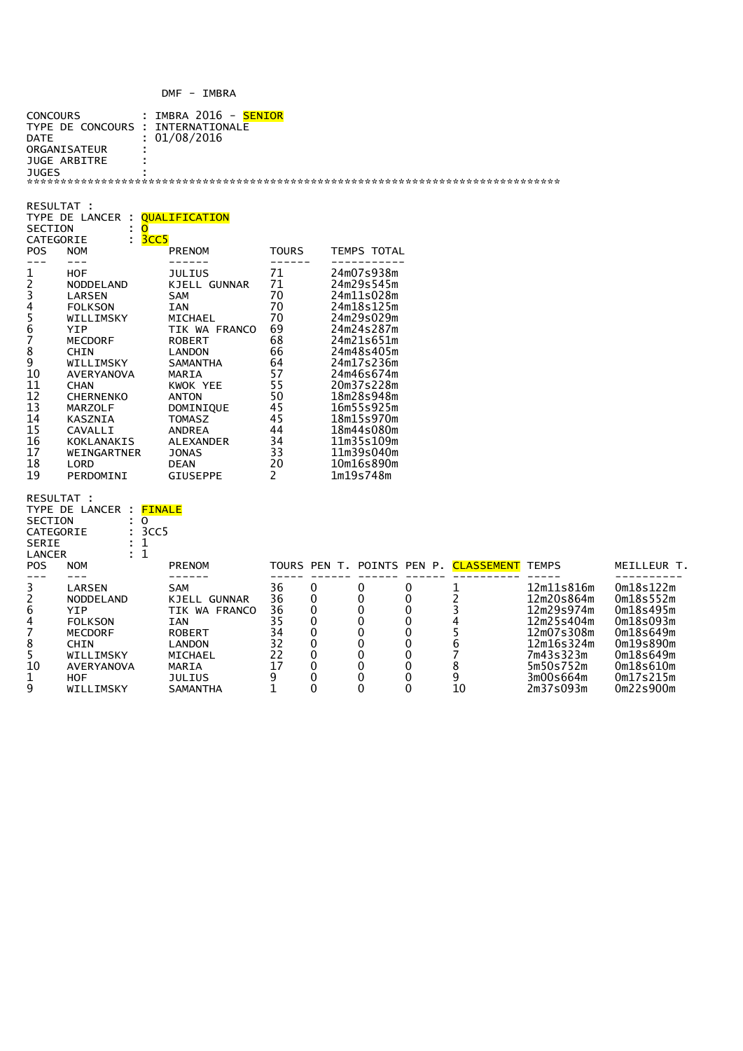DMF - IMBRA

CONCOURS : IMBRA 2016 - SENIOR
TYPE DE CONCOURS : INTERNATIONALE
DATE : 01/08/2016
ORGANISATEUR :
JUGE ARBITRE :
JUGES :

********************************************************************************

RESULTAT :
TYPE DE LANCER : QUALIFICATION
SECTION : O
CATEGORIE : 3CC5

| POS | NOM | PRENOM | TOURS | TEMPS TOTAL |
|---|---|---|---|---|
| 1 | HOF | JULIUS | 71 | 24m07s938m |
| 2 | NODDELAND | KJELL GUNNAR | 71 | 24m29s545m |
| 3 | LARSEN | SAM | 70 | 24m11s028m |
| 4 | FOLKSON | IAN | 70 | 24m18s125m |
| 5 | WILLIMSKY | MICHAEL | 70 | 24m29s029m |
| 6 | YIP | TIK WA FRANCO | 69 | 24m24s287m |
| 7 | MECDORF | ROBERT | 68 | 24m21s651m |
| 8 | CHIN | LANDON | 66 | 24m48s405m |
| 9 | WILLIMSKY | SAMANTHA | 64 | 24m17s236m |
| 10 | AVERYANOVA | MARIA | 57 | 24m46s674m |
| 11 | CHAN | KWOK YEE | 55 | 20m37s228m |
| 12 | CHERNENKO | ANTON | 50 | 18m28s948m |
| 13 | MARZOLF | DOMINIQUE | 45 | 16m55s925m |
| 14 | KASZNIA | TOMASZ | 45 | 18m15s970m |
| 15 | CAVALLI | ANDREA | 44 | 18m44s080m |
| 16 | KOKLANAKIS | ALEXANDER | 34 | 11m35s109m |
| 17 | WEINGARTNER | JONAS | 33 | 11m39s040m |
| 18 | LORD | DEAN | 20 | 10m16s890m |
| 19 | PERDOMINI | GIUSEPPE | 2 | 1m19s748m |

RESULTAT :
TYPE DE LANCER : FINALE
SECTION : O
CATEGORIE : 3CC5
SERIE : 1
LANCER : 1

| POS | NOM | PRENOM | TOURS | PEN T. | POINTS | PEN P. | CLASSEMENT | TEMPS | MEILLEUR T. |
|---|---|---|---|---|---|---|---|---|---|
| 3 | LARSEN | SAM | 36 | 0 | 0 | 0 | 1 | 12m11s816m | 0m18s122m |
| 2 | NODDELAND | KJELL GUNNAR | 36 | 0 | 0 | 0 | 2 | 12m20s864m | 0m18s552m |
| 6 | YIP | TIK WA FRANCO | 36 | 0 | 0 | 0 | 3 | 12m29s974m | 0m18s495m |
| 4 | FOLKSON | IAN | 35 | 0 | 0 | 0 | 4 | 12m25s404m | 0m18s093m |
| 7 | MECDORF | ROBERT | 34 | 0 | 0 | 0 | 5 | 12m07s308m | 0m18s649m |
| 8 | CHIN | LANDON | 32 | 0 | 0 | 0 | 6 | 12m16s324m | 0m19s890m |
| 5 | WILLIMSKY | MICHAEL | 22 | 0 | 0 | 0 | 7 | 7m43s323m | 0m18s649m |
| 10 | AVERYANOVA | MARIA | 17 | 0 | 0 | 0 | 8 | 5m50s752m | 0m18s610m |
| 1 | HOF | JULIUS | 9 | 0 | 0 | 0 | 9 | 3m00s664m | 0m17s215m |
| 9 | WILLIMSKY | SAMANTHA | 1 | 0 | 0 | 0 | 10 | 2m37s093m | 0m22s900m |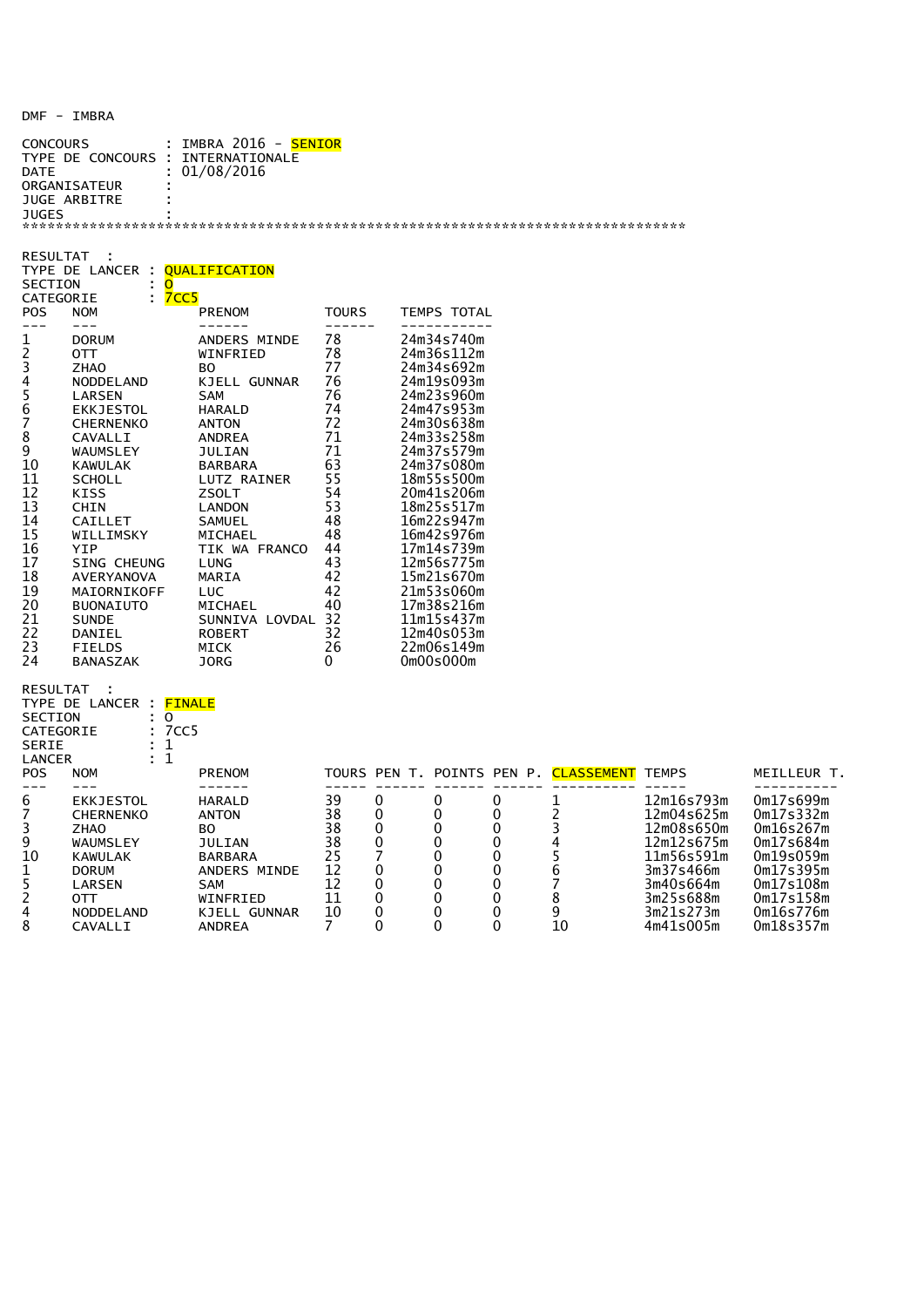DMF - IMBRA

CONCOURS : IMBRA 2016 - SENIOR
TYPE DE CONCOURS : INTERNATIONALE
DATE : 01/08/2016
ORGANISATEUR :
JUGE ARBITRE :
JUGES :

*********************************************************************************

RESULTAT :
TYPE DE LANCER : QUALIFICATION
SECTION : O
CATEGORIE : 7CC5

| POS | NOM | PRENOM | TOURS | TEMPS TOTAL |
|---|---|---|---|---|
| 1 | DORUM | ANDERS MINDE | 78 | 24m34s740m |
| 2 | OTT | WINFRIED | 78 | 24m36s112m |
| 3 | ZHAO | BO | 77 | 24m34s692m |
| 4 | NODDELAND | KJELL GUNNAR | 76 | 24m19s093m |
| 5 | LARSEN | SAM | 76 | 24m23s960m |
| 6 | EKKJESTOL | HARALD | 74 | 24m47s953m |
| 7 | CHERNENKO | ANTON | 72 | 24m30s638m |
| 8 | CAVALLI | ANDREA | 71 | 24m33s258m |
| 9 | WAUMSLEY | JULIAN | 71 | 24m37s579m |
| 10 | KAWULAK | BARBARA | 63 | 24m37s080m |
| 11 | SCHOLL | LUTZ RAINER | 55 | 18m55s500m |
| 12 | KISS | ZSOLT | 54 | 20m41s206m |
| 13 | CHIN | LANDON | 53 | 18m25s517m |
| 14 | CAILLET | SAMUEL | 48 | 16m22s947m |
| 15 | WILLIMSKY | MICHAEL | 48 | 16m42s976m |
| 16 | YIP | TIK WA FRANCO | 44 | 17m14s739m |
| 17 | SING CHEUNG | LUNG | 43 | 12m56s775m |
| 18 | AVERYANOVA | MARIA | 42 | 15m21s670m |
| 19 | MAIORNIKOFF | LUC | 42 | 21m53s060m |
| 20 | BUONAIUTO | MICHAEL | 40 | 17m38s216m |
| 21 | SUNDE | SUNNIVA LOVDAL | 32 | 11m15s437m |
| 22 | DANIEL | ROBERT | 32 | 12m40s053m |
| 23 | FIELDS | MICK | 26 | 22m06s149m |
| 24 | BANASZAK | JORG | 0 | 0m00s000m |

RESULTAT :
TYPE DE LANCER : FINALE
SECTION : O
CATEGORIE : 7CC5
SERIE : 1
LANCER : 1

| POS | NOM | PRENOM | TOURS | PEN T. | POINTS | PEN P. | CLASSEMENT | TEMPS | MEILLEUR T. |
|---|---|---|---|---|---|---|---|---|---|
| 6 | EKKJESTOL | HARALD | 39 | 0 | 0 | 0 | 1 | 12m16s793m | 0m17s699m |
| 7 | CHERNENKO | ANTON | 38 | 0 | 0 | 0 | 2 | 12m04s625m | 0m17s332m |
| 3 | ZHAO | BO | 38 | 0 | 0 | 0 | 3 | 12m08s650m | 0m16s267m |
| 9 | WAUMSLEY | JULIAN | 38 | 0 | 0 | 0 | 4 | 12m12s675m | 0m17s684m |
| 10 | KAWULAK | BARBARA | 25 | 7 | 0 | 0 | 5 | 11m56s591m | 0m19s059m |
| 1 | DORUM | ANDERS MINDE | 12 | 0 | 0 | 0 | 6 | 3m37s466m | 0m17s395m |
| 5 | LARSEN | SAM | 12 | 0 | 0 | 0 | 7 | 3m40s664m | 0m17s108m |
| 2 | OTT | WINFRIED | 11 | 0 | 0 | 0 | 8 | 3m25s688m | 0m17s158m |
| 4 | NODDELAND | KJELL GUNNAR | 10 | 0 | 0 | 0 | 9 | 3m21s273m | 0m16s776m |
| 8 | CAVALLI | ANDREA | 7 | 0 | 0 | 0 | 10 | 4m41s005m | 0m18s357m |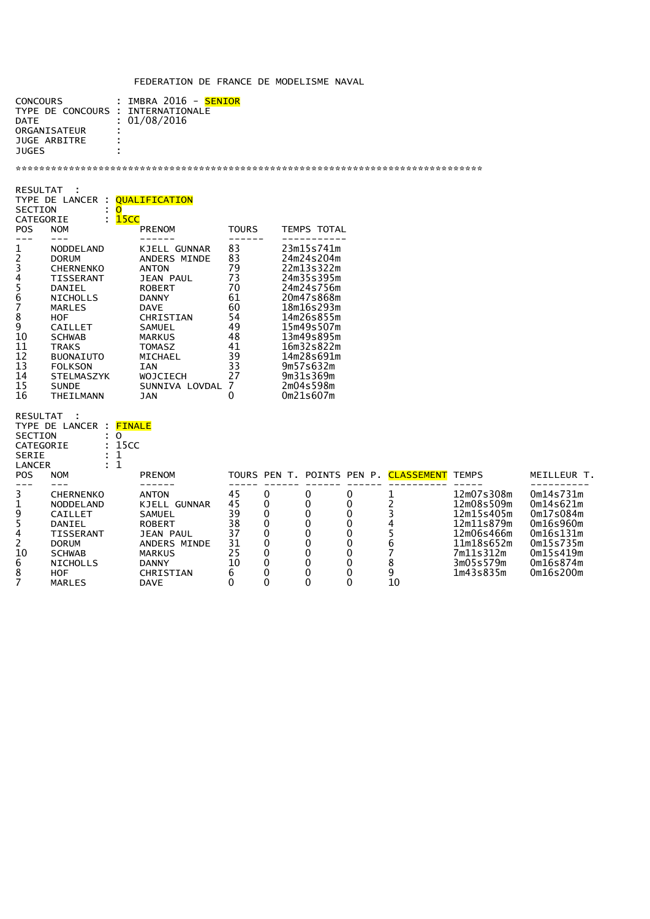FEDERATION DE FRANCE DE MODELISME NAVAL

CONCOURS : IMBRA 2016 - SENIOR
TYPE DE CONCOURS : INTERNATIONALE
DATE : 01/08/2016
ORGANISATEUR :
JUGE ARBITRE :
JUGES :

********************************************************************************

RESULTAT :
TYPE DE LANCER : QUALIFICATION
SECTION : O
CATEGORIE : 15CC

| POS | NOM | PRENOM | TOURS | TEMPS TOTAL |
|---|---|---|---|---|
| 1 | NODDELAND | KJELL GUNNAR | 83 | 23m15s741m |
| 2 | DORUM | ANDERS MINDE | 83 | 24m24s204m |
| 3 | CHERNENKO | ANTON | 79 | 22m13s322m |
| 4 | TISSERANT | JEAN PAUL | 73 | 24m35s395m |
| 5 | DANIEL | ROBERT | 70 | 24m24s756m |
| 6 | NICHOLLS | DANNY | 61 | 20m47s868m |
| 7 | MARLES | DAVE | 60 | 18m16s293m |
| 8 | HOF | CHRISTIAN | 54 | 14m26s855m |
| 9 | CAILLET | SAMUEL | 49 | 15m49s507m |
| 10 | SCHWAB | MARKUS | 48 | 13m49s895m |
| 11 | TRAKS | TOMASZ | 41 | 16m32s822m |
| 12 | BUONAIUTO | MICHAEL | 39 | 14m28s691m |
| 13 | FOLKSON | IAN | 33 | 9m57s632m |
| 14 | STELMASZYK | WOJCIECH | 27 | 9m31s369m |
| 15 | SUNDE | SUNNIVA LOVDAL | 7 | 2m04s598m |
| 16 | THEILMANN | JAN | 0 | 0m21s607m |

RESULTAT :
TYPE DE LANCER : FINALE
SECTION : O
CATEGORIE : 15CC
SERIE : 1
LANCER : 1

| POS | NOM | PRENOM | TOURS | PEN T. | POINTS | PEN P. | CLASSEMENT | TEMPS | MEILLEUR T. |
|---|---|---|---|---|---|---|---|---|---|
| 3 | CHERNENKO | ANTON | 45 | 0 | 0 | 0 | 1 | 12m07s308m | 0m14s731m |
| 1 | NODDELAND | KJELL GUNNAR | 45 | 0 | 0 | 0 | 2 | 12m08s509m | 0m14s621m |
| 9 | CAILLET | SAMUEL | 39 | 0 | 0 | 0 | 3 | 12m15s405m | 0m17s084m |
| 5 | DANIEL | ROBERT | 38 | 0 | 0 | 0 | 4 | 12m11s879m | 0m16s960m |
| 4 | TISSERANT | JEAN PAUL | 37 | 0 | 0 | 0 | 5 | 12m06s466m | 0m16s131m |
| 2 | DORUM | ANDERS MINDE | 31 | 0 | 0 | 0 | 6 | 11m18s652m | 0m15s735m |
| 10 | SCHWAB | MARKUS | 25 | 0 | 0 | 0 | 7 | 7m11s312m | 0m15s419m |
| 6 | NICHOLLS | DANNY | 10 | 0 | 0 | 0 | 8 | 3m05s579m | 0m16s874m |
| 8 | HOF | CHRISTIAN | 6 | 0 | 0 | 0 | 9 | 1m43s835m | 0m16s200m |
| 7 | MARLES | DAVE | 0 | 0 | 0 | 0 | 10 | | |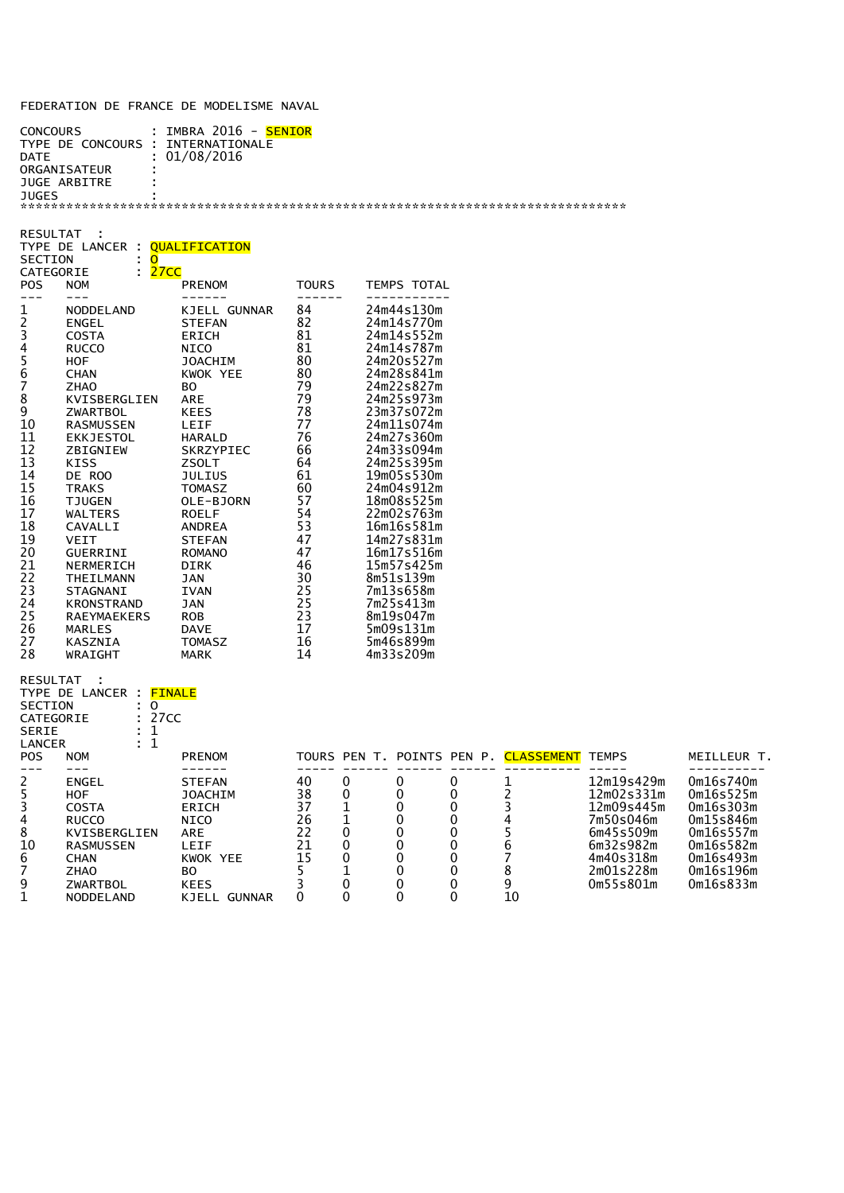FEDERATION DE FRANCE DE MODELISME NAVAL

CONCOURS : IMBRA 2016 - SENIOR
TYPE DE CONCOURS : INTERNATIONALE
DATE : 01/08/2016
ORGANISATEUR :
JUGE ARBITRE :
JUGES :

*******************************************************************************

RESULTAT :
TYPE DE LANCER : QUALIFICATION
SECTION : O
CATEGORIE : 27CC

| POS | NOM | PRENOM | TOURS | TEMPS TOTAL |
|---|---|---|---|---|
| 1 | NODDELAND | KJELL GUNNAR | 84 | 24m44s130m |
| 2 | ENGEL | STEFAN | 82 | 24m14s770m |
| 3 | COSTA | ERICH | 81 | 24m14s552m |
| 4 | RUCCO | NICO | 81 | 24m14s787m |
| 5 | HOF | JOACHIM | 80 | 24m20s527m |
| 6 | CHAN | KWOK YEE | 80 | 24m28s841m |
| 7 | ZHAO | BO | 79 | 24m22s827m |
| 8 | KVISBERGLIEN | ARE | 79 | 24m25s973m |
| 9 | ZWARTBOL | KEES | 78 | 23m37s072m |
| 10 | RASMUSSEN | LEIF | 77 | 24m11s074m |
| 11 | EKKJESTOL | HARALD | 76 | 24m27s360m |
| 12 | ZBIGNIEW | SKRZYPIEC | 66 | 24m33s094m |
| 13 | KISS | ZSOLT | 64 | 24m25s395m |
| 14 | DE ROO | JULIUS | 61 | 19m05s530m |
| 15 | TRAKS | TOMASZ | 60 | 24m04s912m |
| 16 | TJUGEN | OLE-BJORN | 57 | 18m08s525m |
| 17 | WALTERS | ROELF | 54 | 22m02s763m |
| 18 | CAVALLI | ANDREA | 53 | 16m16s581m |
| 19 | VEIT | STEFAN | 47 | 14m27s831m |
| 20 | GUERRINI | ROMANO | 47 | 16m17s516m |
| 21 | NERMERICH | DIRK | 46 | 15m57s425m |
| 22 | THEILMANN | JAN | 30 | 8m51s139m |
| 23 | STAGNANI | IVAN | 25 | 7m13s658m |
| 24 | KRONSTRAND | JAN | 25 | 7m25s413m |
| 25 | RAEYMAEKERS | ROB | 23 | 8m19s047m |
| 26 | MARLES | DAVE | 17 | 5m09s131m |
| 27 | KASZNIA | TOMASZ | 16 | 5m46s899m |
| 28 | WRAIGHT | MARK | 14 | 4m33s209m |

RESULTAT :
TYPE DE LANCER : FINALE
SECTION : O
CATEGORIE : 27CC
SERIE : 1
LANCER : 1

| POS | NOM | PRENOM | TOURS | PEN T. | POINTS | PEN P. | CLASSEMENT | TEMPS | MEILLEUR T. |
|---|---|---|---|---|---|---|---|---|---|
| 2 | ENGEL | STEFAN | 40 | 0 | 0 | 0 | 1 | 12m19s429m | 0m16s740m |
| 5 | HOF | JOACHIM | 38 | 0 | 0 | 0 | 2 | 12m02s331m | 0m16s525m |
| 3 | COSTA | ERICH | 37 | 1 | 0 | 0 | 3 | 12m09s445m | 0m16s303m |
| 4 | RUCCO | NICO | 26 | 1 | 0 | 0 | 4 | 7m50s046m | 0m15s846m |
| 8 | KVISBERGLIEN | ARE | 22 | 0 | 0 | 0 | 5 | 6m45s509m | 0m16s557m |
| 10 | RASMUSSEN | LEIF | 21 | 0 | 0 | 0 | 6 | 6m32s982m | 0m16s582m |
| 6 | CHAN | KWOK YEE | 15 | 0 | 0 | 0 | 7 | 4m40s318m | 0m16s493m |
| 7 | ZHAO | BO | 5 | 1 | 0 | 0 | 8 | 2m01s228m | 0m16s196m |
| 9 | ZWARTBOL | KEES | 3 | 0 | 0 | 0 | 9 | 0m55s801m | 0m16s833m |
| 1 | NODDELAND | KJELL GUNNAR | 0 | 0 | 0 | 0 | 10 | | |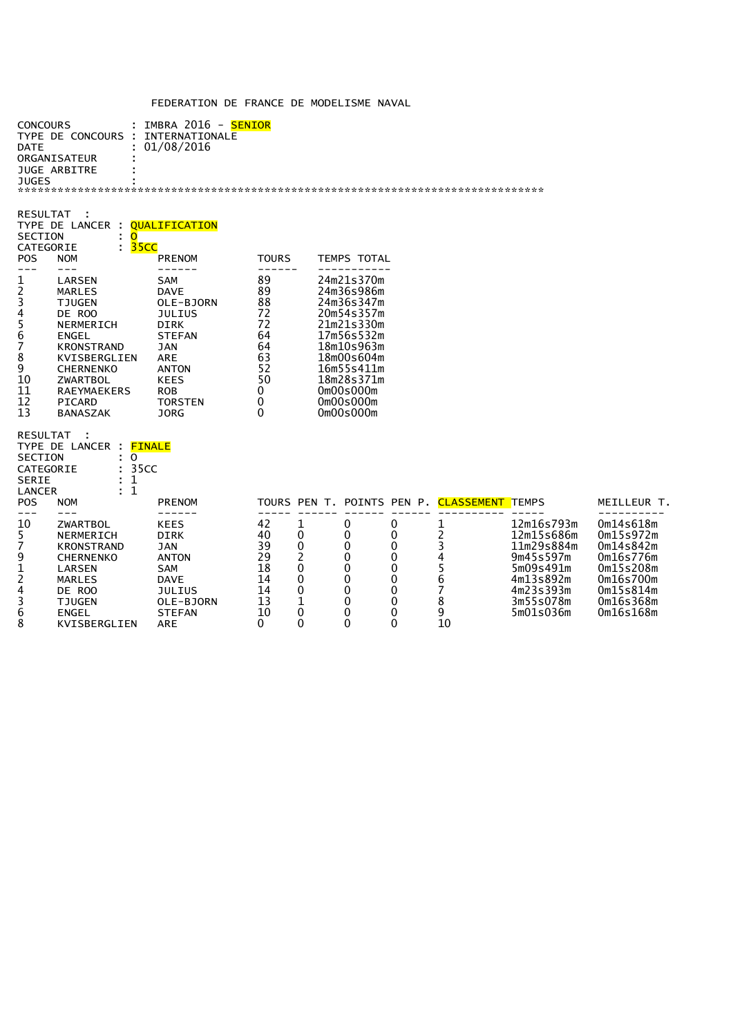FEDERATION DE FRANCE DE MODELISME NAVAL

CONCOURS : IMBRA 2016 - SENIOR
TYPE DE CONCOURS : INTERNATIONALE
DATE : 01/08/2016
ORGANISATEUR :
JUGE ARBITRE :
JUGES :
********************************************************************************

RESULTAT :
TYPE DE LANCER : QUALIFICATION
SECTION : O
CATEGORIE : 35CC

| POS | NOM | PRENOM | TOURS | TEMPS TOTAL |
|---|---|---|---|---|
| 1 | LARSEN | SAM | 89 | 24m21s370m |
| 2 | MARLES | DAVE | 89 | 24m36s986m |
| 3 | TJUGEN | OLE-BJORN | 88 | 24m36s347m |
| 4 | DE ROO | JULIUS | 72 | 20m54s357m |
| 5 | NERMERICH | DIRK | 72 | 21m21s330m |
| 6 | ENGEL | STEFAN | 64 | 17m56s532m |
| 7 | KRONSTRAND | JAN | 64 | 18m10s963m |
| 8 | KVISBERGLIEN | ARE | 63 | 18m00s604m |
| 9 | CHERNENKO | ANTON | 52 | 16m55s411m |
| 10 | ZWARTBOL | KEES | 50 | 18m28s371m |
| 11 | RAEYMAEKERS | ROB | 0 | 0m00s000m |
| 12 | PICARD | TORSTEN | 0 | 0m00s000m |
| 13 | BANASZAK | JORG | 0 | 0m00s000m |

RESULTAT :
TYPE DE LANCER : FINALE
SECTION : O
CATEGORIE : 35CC
SERIE : 1
LANCER : 1

| POS | NOM | PRENOM | TOURS | PEN T. | POINTS | PEN P. | CLASSEMENT | TEMPS | MEILLEUR T. |
|---|---|---|---|---|---|---|---|---|---|
| 10 | ZWARTBOL | KEES | 42 | 1 | 0 | 0 | 1 | 12m16s793m | 0m14s618m |
| 5 | NERMERICH | DIRK | 40 | 0 | 0 | 0 | 2 | 12m15s686m | 0m15s972m |
| 7 | KRONSTRAND | JAN | 39 | 0 | 0 | 0 | 3 | 11m29s884m | 0m14s842m |
| 9 | CHERNENKO | ANTON | 29 | 2 | 0 | 0 | 4 | 9m45s597m | 0m16s776m |
| 1 | LARSEN | SAM | 18 | 0 | 0 | 0 | 5 | 5m09s491m | 0m15s208m |
| 2 | MARLES | DAVE | 14 | 0 | 0 | 0 | 6 | 4m13s892m | 0m16s700m |
| 4 | DE ROO | JULIUS | 14 | 0 | 0 | 0 | 7 | 4m23s393m | 0m15s814m |
| 3 | TJUGEN | OLE-BJORN | 13 | 1 | 0 | 0 | 8 | 3m55s078m | 0m16s368m |
| 6 | ENGEL | STEFAN | 10 | 0 | 0 | 0 | 9 | 5m01s036m | 0m16s168m |
| 8 | KVISBERGLIEN | ARE | 0 | 0 | 0 | 0 | 10 | | |